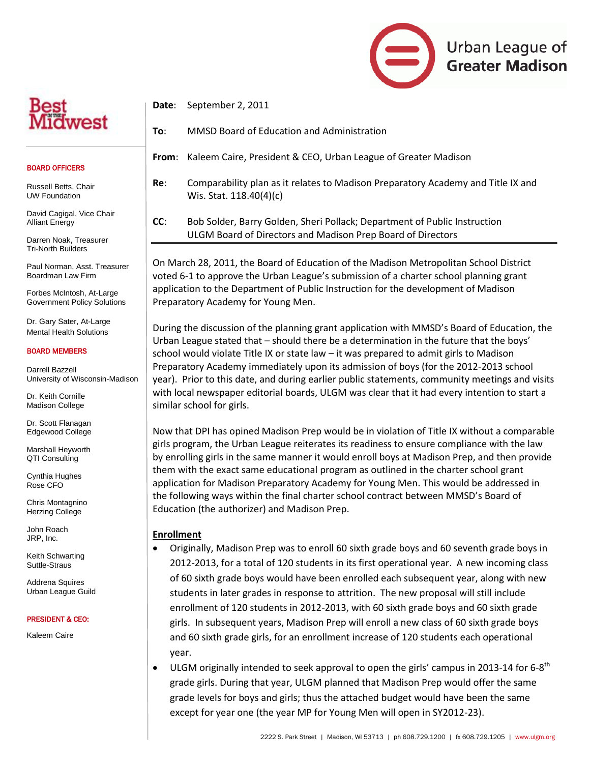Urban League of Greater Madison

Best in the Midwest

**BOARD OFFICERS**

Russell Betts, Chair
UW Foundation

David Cagigal, Vice Chair
Alliant Energy

Darren Noak, Treasurer
Tri-North Builders

Paul Norman, Asst. Treasurer
Boardman Law Firm

Forbes McIntosh, At-Large
Government Policy Solutions

Dr. Gary Sater, At-Large
Mental Health Solutions

**BOARD MEMBERS**

Darrell Bazzell
University of Wisconsin-Madison

Dr. Keith Cornille
Madison College

Dr. Scott Flanagan
Edgewood College

Marshall Heyworth
QTI Consulting

Cynthia Hughes
Rose CFO

Chris Montagnino
Herzing College

John Roach
JRP, Inc.

Keith Schwarting
Suttle-Straus

Addrena Squires
Urban League Guild

**PRESIDENT & CEO:**

Kaleem Caire

**Date**: September 2, 2011

**To**: MMSD Board of Education and Administration

**From**: Kaleem Caire, President & CEO, Urban League of Greater Madison

**Re**: Comparability plan as it relates to Madison Preparatory Academy and Title IX and Wis. Stat. 118.40(4)(c)

**CC**: Bob Solder, Barry Golden, Sheri Pollack; Department of Public Instruction
ULGM Board of Directors and Madison Prep Board of Directors

---

On March 28, 2011, the Board of Education of the Madison Metropolitan School District voted 6-1 to approve the Urban League's submission of a charter school planning grant application to the Department of Public Instruction for the development of Madison Preparatory Academy for Young Men.

During the discussion of the planning grant application with MMSD's Board of Education, the Urban League stated that – should there be a determination in the future that the boys' school would violate Title IX or state law – it was prepared to admit girls to Madison Preparatory Academy immediately upon its admission of boys (for the 2012-2013 school year). Prior to this date, and during earlier public statements, community meetings and visits with local newspaper editorial boards, ULGM was clear that it had every intention to start a similar school for girls.

Now that DPI has opined Madison Prep would be in violation of Title IX without a comparable girls program, the Urban League reiterates its readiness to ensure compliance with the law by enrolling girls in the same manner it would enroll boys at Madison Prep, and then provide them with the exact same educational program as outlined in the charter school grant application for Madison Preparatory Academy for Young Men. This would be addressed in the following ways within the final charter school contract between MMSD's Board of Education (the authorizer) and Madison Prep.

**Enrollment**

- Originally, Madison Prep was to enroll 60 sixth grade boys and 60 seventh grade boys in 2012-2013, for a total of 120 students in its first operational year. A new incoming class of 60 sixth grade boys would have been enrolled each subsequent year, along with new students in later grades in response to attrition. The new proposal will still include enrollment of 120 students in 2012-2013, with 60 sixth grade boys and 60 sixth grade girls. In subsequent years, Madison Prep will enroll a new class of 60 sixth grade boys and 60 sixth grade girls, for an enrollment increase of 120 students each operational year.
- ULGM originally intended to seek approval to open the girls' campus in 2013-14 for 6-8th grade girls. During that year, ULGM planned that Madison Prep would offer the same grade levels for boys and girls; thus the attached budget would have been the same except for year one (the year MP for Young Men will open in SY2012-23).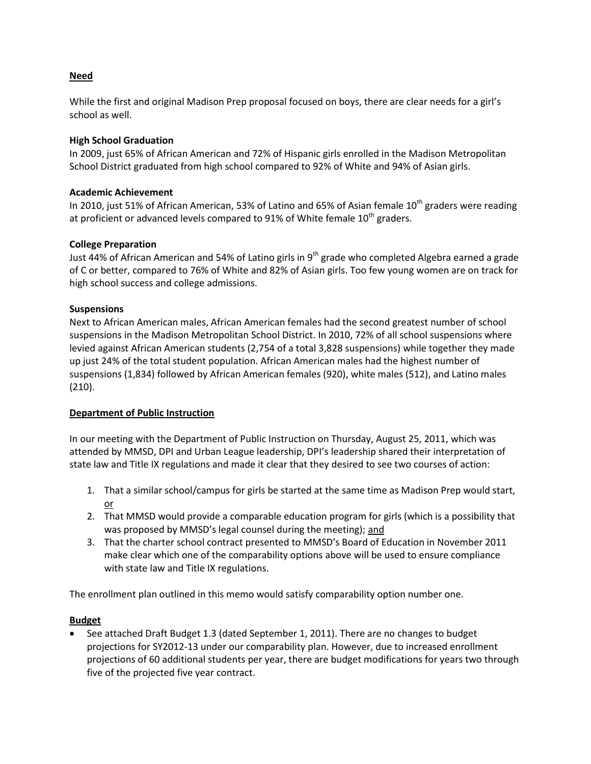## Need

While the first and original Madison Prep proposal focused on boys, there are clear needs for a girl's school as well.

**High School Graduation**
In 2009, just 65% of African American and 72% of Hispanic girls enrolled in the Madison Metropolitan School District graduated from high school compared to 92% of White and 94% of Asian girls.

**Academic Achievement**
In 2010, just 51% of African American, 53% of Latino and 65% of Asian female 10th graders were reading at proficient or advanced levels compared to 91% of White female 10th graders.

**College Preparation**
Just 44% of African American and 54% of Latino girls in 9th grade who completed Algebra earned a grade of C or better, compared to 76% of White and 82% of Asian girls. Too few young women are on track for high school success and college admissions.

**Suspensions**
Next to African American males, African American females had the second greatest number of school suspensions in the Madison Metropolitan School District. In 2010, 72% of all school suspensions where levied against African American students (2,754 of a total 3,828 suspensions) while together they made up just 24% of the total student population. African American males had the highest number of suspensions (1,834) followed by African American females (920), white males (512), and Latino males (210).

## Department of Public Instruction

In our meeting with the Department of Public Instruction on Thursday, August 25, 2011, which was attended by MMSD, DPI and Urban League leadership, DPI's leadership shared their interpretation of state law and Title IX regulations and made it clear that they desired to see two courses of action:

1. That a similar school/campus for girls be started at the same time as Madison Prep would start, or
2. That MMSD would provide a comparable education program for girls (which is a possibility that was proposed by MMSD's legal counsel during the meeting); and
3. That the charter school contract presented to MMSD's Board of Education in November 2011 make clear which one of the comparability options above will be used to ensure compliance with state law and Title IX regulations.

The enrollment plan outlined in this memo would satisfy comparability option number one.

## Budget

- See attached Draft Budget 1.3 (dated September 1, 2011). There are no changes to budget projections for SY2012-13 under our comparability plan. However, due to increased enrollment projections of 60 additional students per year, there are budget modifications for years two through five of the projected five year contract.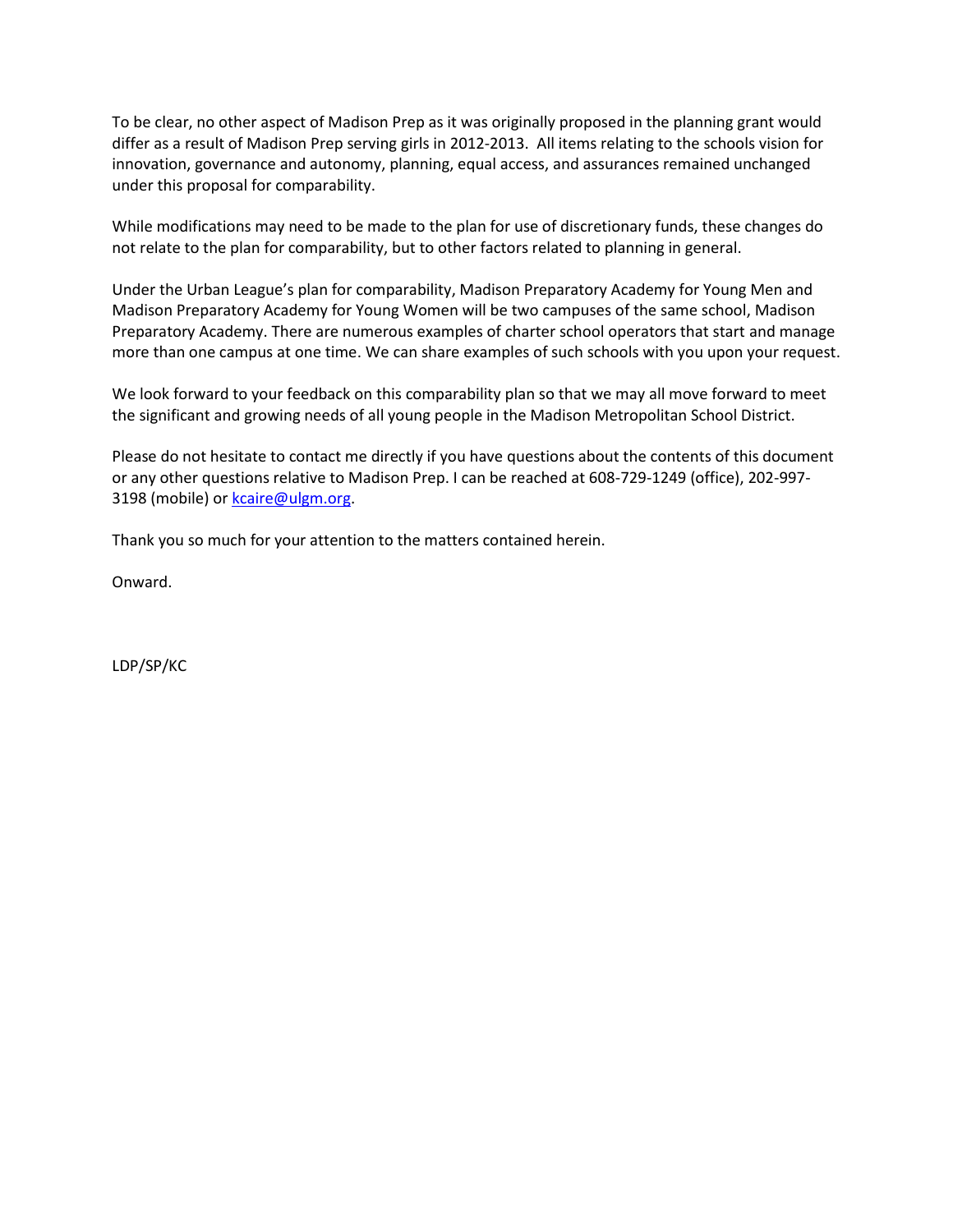To be clear, no other aspect of Madison Prep as it was originally proposed in the planning grant would differ as a result of Madison Prep serving girls in 2012-2013. All items relating to the schools vision for innovation, governance and autonomy, planning, equal access, and assurances remained unchanged under this proposal for comparability.

While modifications may need to be made to the plan for use of discretionary funds, these changes do not relate to the plan for comparability, but to other factors related to planning in general.

Under the Urban League's plan for comparability, Madison Preparatory Academy for Young Men and Madison Preparatory Academy for Young Women will be two campuses of the same school, Madison Preparatory Academy. There are numerous examples of charter school operators that start and manage more than one campus at one time. We can share examples of such schools with you upon your request.

We look forward to your feedback on this comparability plan so that we may all move forward to meet the significant and growing needs of all young people in the Madison Metropolitan School District.

Please do not hesitate to contact me directly if you have questions about the contents of this document or any other questions relative to Madison Prep. I can be reached at 608-729-1249 (office), 202-997-3198 (mobile) or kcaire@ulgm.org.

Thank you so much for your attention to the matters contained herein.

Onward.

LDP/SP/KC